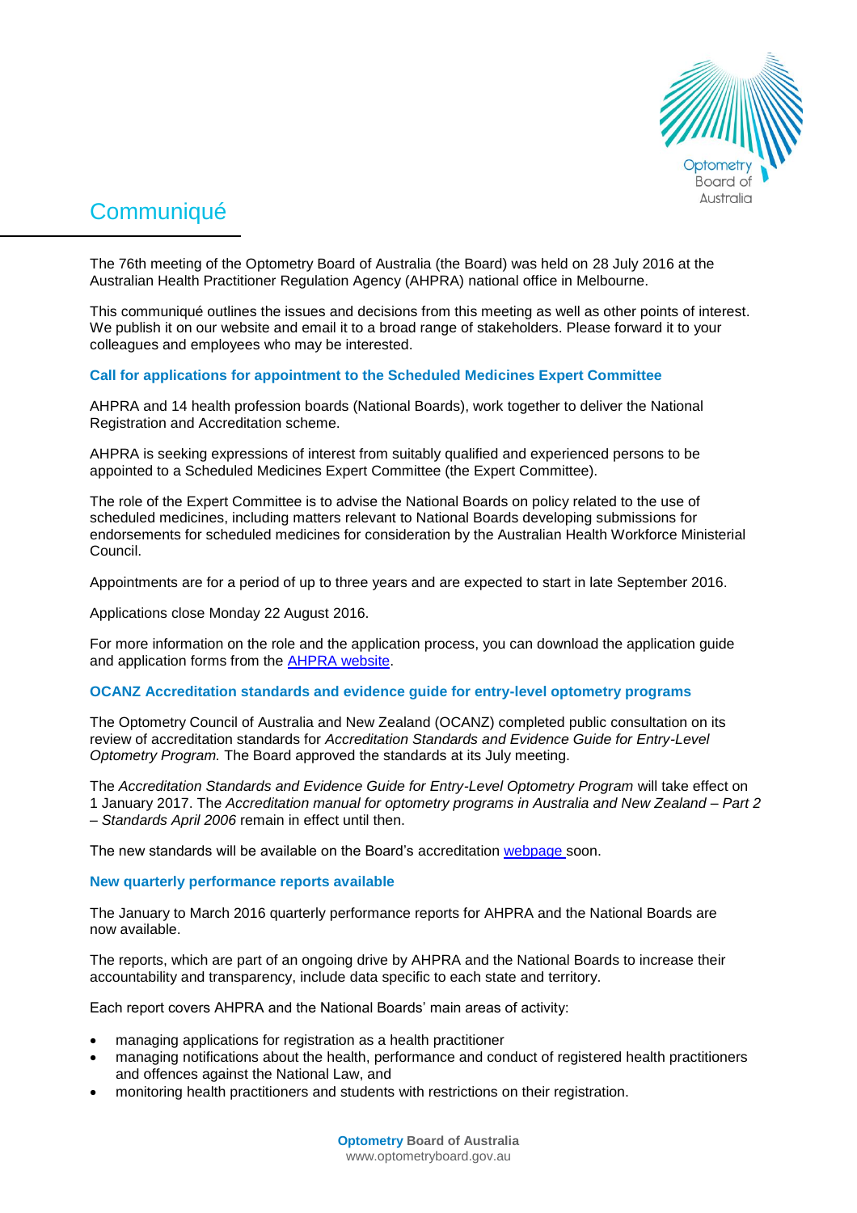# Communiqué

The 76th meeting of the Optometry Board of Australia (the Board) was held on 28 July 2016 at the Australian Health Practitioner Regulation Agency (AHPRA) national office in Melbourne.

This communiqué outlines the issues and decisions from this meeting as well as other points of interest. We publish it on our website and email it to a broad range of stakeholders. Please forward it to your colleagues and employees who may be interested.

## Call for applications for appointment to the Scheduled Medicines Expert Committee

AHPRA and 14 health profession boards (National Boards), work together to deliver the National Registration and Accreditation scheme.

AHPRA is seeking expressions of interest from suitably qualified and experienced persons to be appointed to a Scheduled Medicines Expert Committee (the Expert Committee).

The role of the Expert Committee is to advise the National Boards on policy related to the use of scheduled medicines, including matters relevant to National Boards developing submissions for endorsements for scheduled medicines for consideration by the Australian Health Workforce Ministerial Council.

Appointments are for a period of up to three years and are expected to start in late September 2016.

Applications close Monday 22 August 2016.

For more information on the role and the application process, you can download the application guide and application forms from the AHPRA website.

## OCANZ Accreditation standards and evidence guide for entry-level optometry programs

The Optometry Council of Australia and New Zealand (OCANZ) completed public consultation on its review of accreditation standards for *Accreditation Standards and Evidence Guide for Entry-Level Optometry Program.* The Board approved the standards at its July meeting.

The *Accreditation Standards and Evidence Guide for Entry-Level Optometry Program* will take effect on 1 January 2017. The *Accreditation manual for optometry programs in Australia and New Zealand – Part 2 – Standards April 2006* remain in effect until then.

The new standards will be available on the Board's accreditation webpage soon.

## New quarterly performance reports available

The January to March 2016 quarterly performance reports for AHPRA and the National Boards are now available.

The reports, which are part of an ongoing drive by AHPRA and the National Boards to increase their accountability and transparency, include data specific to each state and territory.

Each report covers AHPRA and the National Boards' main areas of activity:

- managing applications for registration as a health practitioner
- managing notifications about the health, performance and conduct of registered health practitioners and offences against the National Law, and
- monitoring health practitioners and students with restrictions on their registration.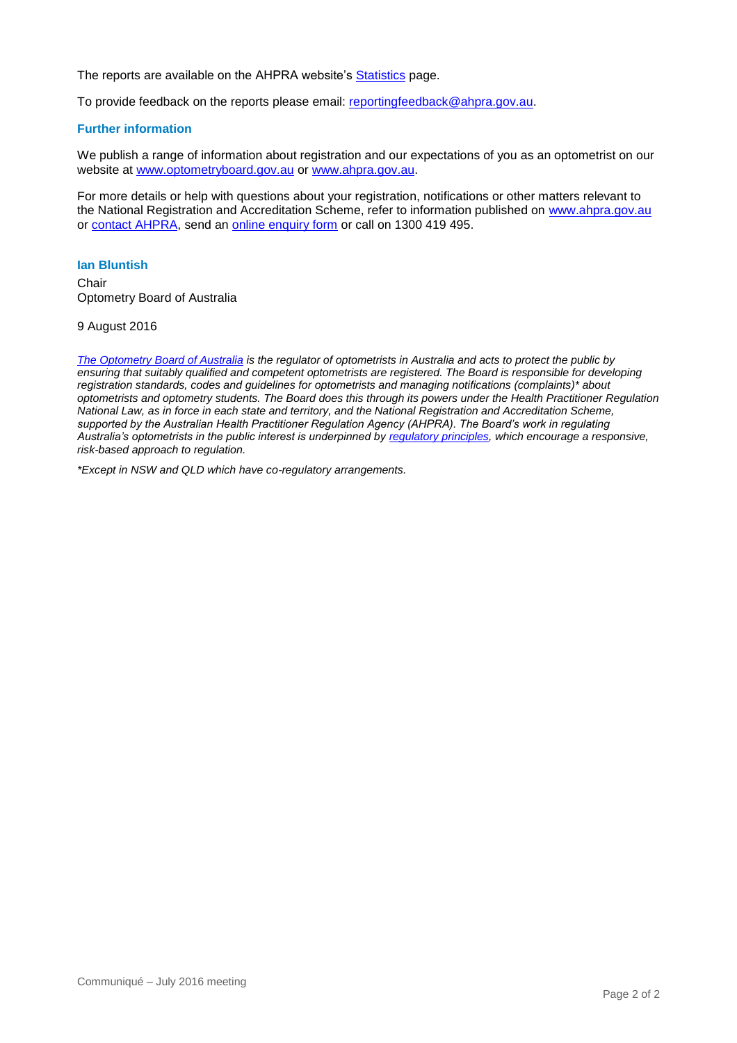The reports are available on the AHPRA website's Statistics page.

To provide feedback on the reports please email: reportingfeedback@ahpra.gov.au.

## Further information

We publish a range of information about registration and our expectations of you as an optometrist on our website at www.optometryboard.gov.au or www.ahpra.gov.au.

For more details or help with questions about your registration, notifications or other matters relevant to the National Registration and Accreditation Scheme, refer to information published on www.ahpra.gov.au or contact AHPRA, send an online enquiry form or call on 1300 419 495.

**Ian Bluntish**
Chair
Optometry Board of Australia

9 August 2016

*The Optometry Board of Australia is the regulator of optometrists in Australia and acts to protect the public by ensuring that suitably qualified and competent optometrists are registered. The Board is responsible for developing registration standards, codes and guidelines for optometrists and managing notifications (complaints)* about optometrists and optometry students. The Board does this through its powers under the Health Practitioner Regulation National Law, as in force in each state and territory, and the National Registration and Accreditation Scheme, supported by the Australian Health Practitioner Regulation Agency (AHPRA). The Board's work in regulating Australia's optometrists in the public interest is underpinned by regulatory principles, which encourage a responsive, risk-based approach to regulation.*

*\*Except in NSW and QLD which have co-regulatory arrangements.*